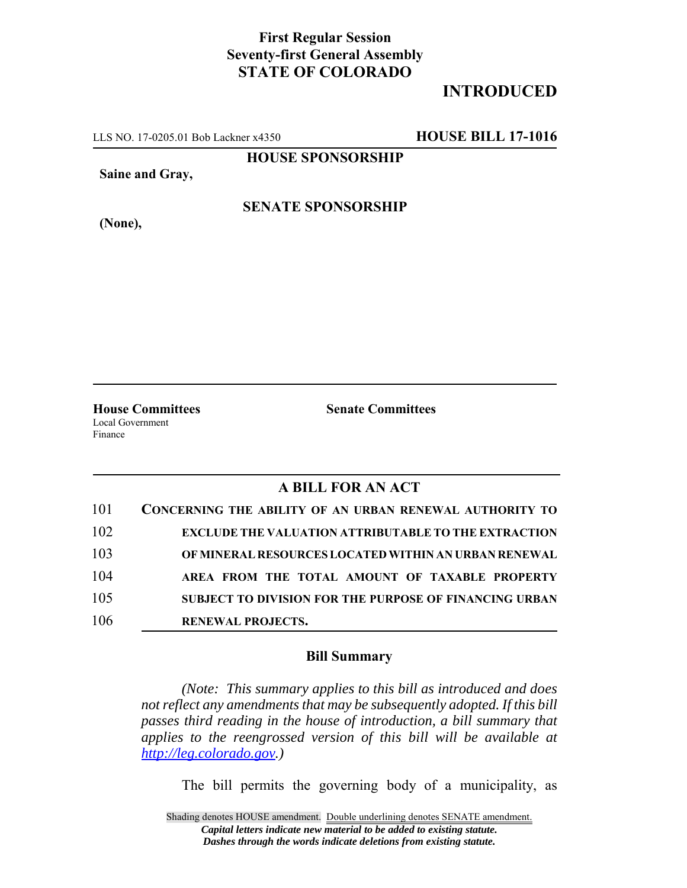**First Regular Session**
**Seventy-first General Assembly**
**STATE OF COLORADO**

**INTRODUCED**

LLS NO. 17-0205.01 Bob Lackner x4350 **HOUSE BILL 17-1016**

**HOUSE SPONSORSHIP**

**Saine and Gray,**

**SENATE SPONSORSHIP**

**(None),**

**House Committees**
Local Government
Finance

**Senate Committees**

## A BILL FOR AN ACT

101 **CONCERNING THE ABILITY OF AN URBAN RENEWAL AUTHORITY TO**
102 **EXCLUDE THE VALUATION ATTRIBUTABLE TO THE EXTRACTION**
103 **OF MINERAL RESOURCES LOCATED WITHIN AN URBAN RENEWAL**
104 **AREA FROM THE TOTAL AMOUNT OF TAXABLE PROPERTY**
105 **SUBJECT TO DIVISION FOR THE PURPOSE OF FINANCING URBAN**
106 **RENEWAL PROJECTS.**

### Bill Summary

*(Note: This summary applies to this bill as introduced and does not reflect any amendments that may be subsequently adopted. If this bill passes third reading in the house of introduction, a bill summary that applies to the reengrossed version of this bill will be available at http://leg.colorado.gov.)*

The bill permits the governing body of a municipality, as

Shading denotes HOUSE amendment. Double underlining denotes SENATE amendment.
*Capital letters indicate new material to be added to existing statute.*
*Dashes through the words indicate deletions from existing statute.*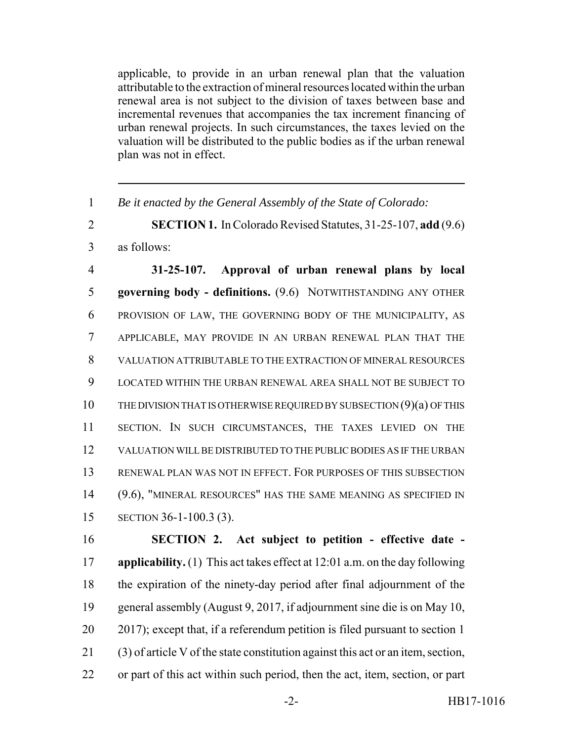applicable, to provide in an urban renewal plan that the valuation attributable to the extraction of mineral resources located within the urban renewal area is not subject to the division of taxes between base and incremental revenues that accompanies the tax increment financing of urban renewal projects. In such circumstances, the taxes levied on the valuation will be distributed to the public bodies as if the urban renewal plan was not in effect.

---

1 *Be it enacted by the General Assembly of the State of Colorado:*

2 **SECTION 1.** In Colorado Revised Statutes, 31-25-107, **add** (9.6)
3 as follows:

4 **31-25-107. Approval of urban renewal plans by local**
5 **governing body - definitions.** (9.6) NOTWITHSTANDING ANY OTHER
6 PROVISION OF LAW, THE GOVERNING BODY OF THE MUNICIPALITY, AS
7 APPLICABLE, MAY PROVIDE IN AN URBAN RENEWAL PLAN THAT THE
8 VALUATION ATTRIBUTABLE TO THE EXTRACTION OF MINERAL RESOURCES
9 LOCATED WITHIN THE URBAN RENEWAL AREA SHALL NOT BE SUBJECT TO
10 THE DIVISION THAT IS OTHERWISE REQUIRED BY SUBSECTION (9)(a) OF THIS
11 SECTION. IN SUCH CIRCUMSTANCES, THE TAXES LEVIED ON THE
12 VALUATION WILL BE DISTRIBUTED TO THE PUBLIC BODIES AS IF THE URBAN
13 RENEWAL PLAN WAS NOT IN EFFECT. FOR PURPOSES OF THIS SUBSECTION
14 (9.6), "MINERAL RESOURCES" HAS THE SAME MEANING AS SPECIFIED IN
15 SECTION 36-1-100.3 (3).

16 **SECTION 2. Act subject to petition - effective date -**
17 **applicability.** (1) This act takes effect at 12:01 a.m. on the day following
18 the expiration of the ninety-day period after final adjournment of the
19 general assembly (August 9, 2017, if adjournment sine die is on May 10,
20 2017); except that, if a referendum petition is filed pursuant to section 1
21 (3) of article V of the state constitution against this act or an item, section,
22 or part of this act within such period, then the act, item, section, or part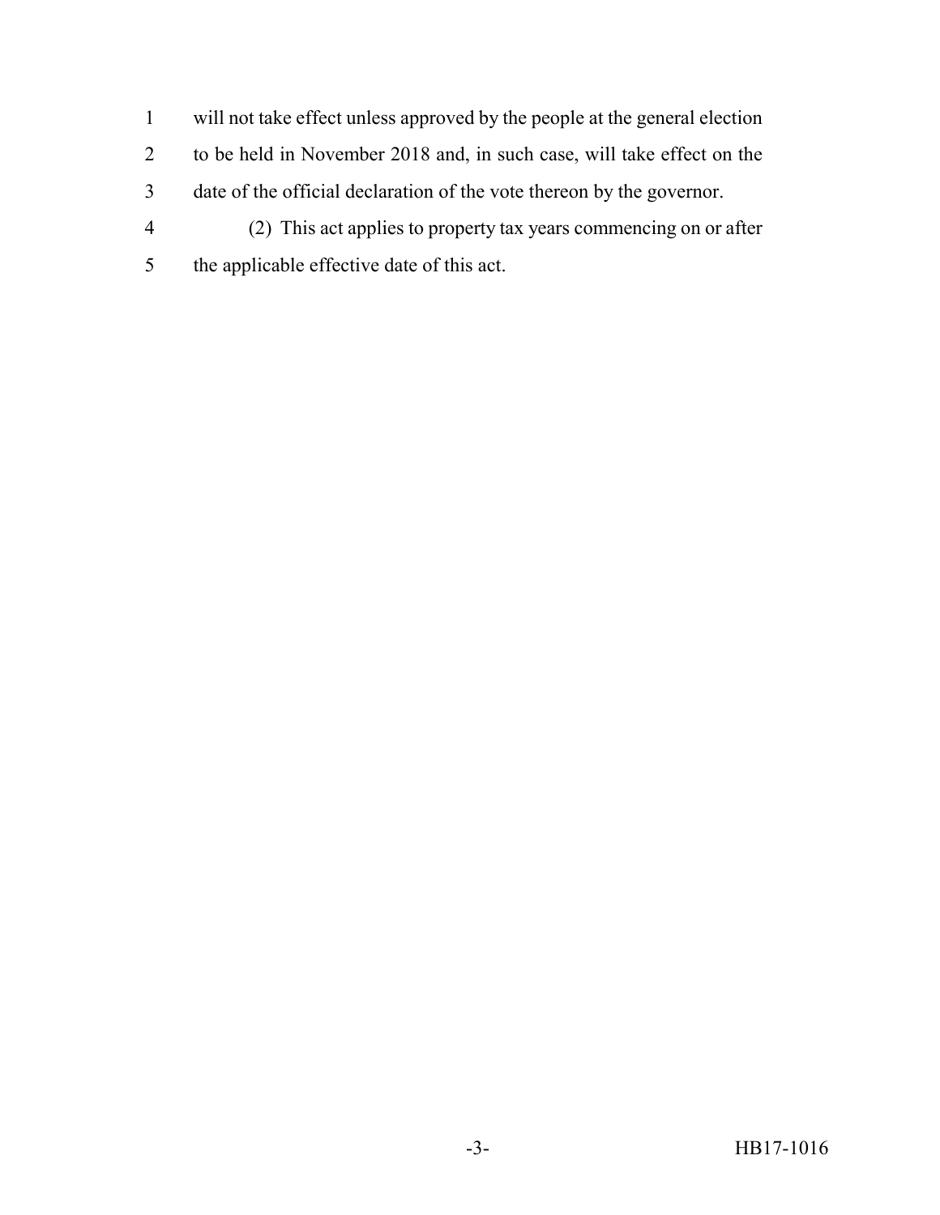will not take effect unless approved by the people at the general election to be held in November 2018 and, in such case, will take effect on the date of the official declaration of the vote thereon by the governor.

(2) This act applies to property tax years commencing on or after the applicable effective date of this act.